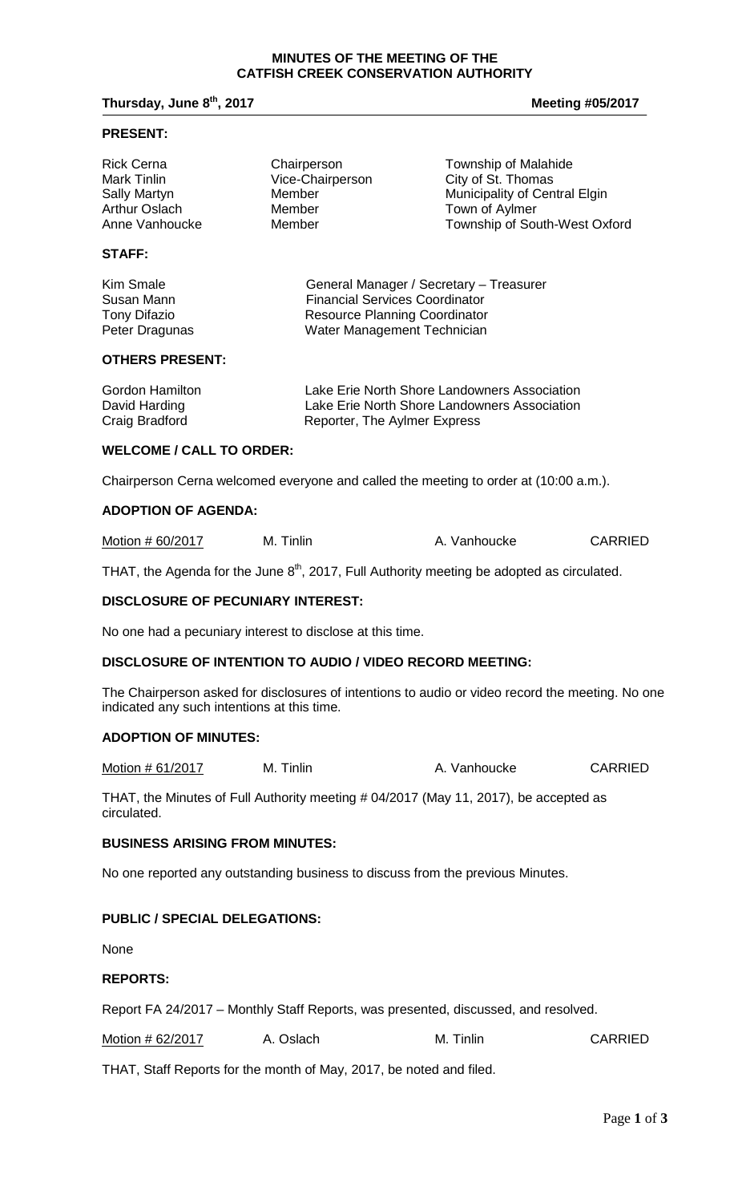# MINUTES OF THE MEETING OF THE CATFISH CREEK CONSERVATION AUTHORITY

**Thursday, June 8th, 2017** **Meeting #05/2017**

## PRESENT:

| | | |
|---|---|---|
| Rick Cerna | Chairperson | Township of Malahide |
| Mark Tinlin | Vice-Chairperson | City of St. Thomas |
| Sally Martyn | Member | Municipality of Central Elgin |
| Arthur Oslach | Member | Town of Aylmer |
| Anne Vanhoucke | Member | Township of South-West Oxford |

## STAFF:

| | |
|---|---|
| Kim Smale | General Manager / Secretary – Treasurer |
| Susan Mann | Financial Services Coordinator |
| Tony Difazio | Resource Planning Coordinator |
| Peter Dragunas | Water Management Technician |

## OTHERS PRESENT:

| | |
|---|---|
| Gordon Hamilton | Lake Erie North Shore Landowners Association |
| David Harding | Lake Erie North Shore Landowners Association |
| Craig Bradford | Reporter, The Aylmer Express |

## WELCOME / CALL TO ORDER:

Chairperson Cerna welcomed everyone and called the meeting to order at (10:00 a.m.).

## ADOPTION OF AGENDA:

| | | | |
|---|---|---|---|
| Motion # 60/2017 | M. Tinlin | A. Vanhoucke | CARRIED |

THAT, the Agenda for the June 8th, 2017, Full Authority meeting be adopted as circulated.

## DISCLOSURE OF PECUNIARY INTEREST:

No one had a pecuniary interest to disclose at this time.

## DISCLOSURE OF INTENTION TO AUDIO / VIDEO RECORD MEETING:

The Chairperson asked for disclosures of intentions to audio or video record the meeting. No one indicated any such intentions at this time.

## ADOPTION OF MINUTES:

| | | | |
|---|---|---|---|
| Motion # 61/2017 | M. Tinlin | A. Vanhoucke | CARRIED |

THAT, the Minutes of Full Authority meeting # 04/2017 (May 11, 2017), be accepted as circulated.

## BUSINESS ARISING FROM MINUTES:

No one reported any outstanding business to discuss from the previous Minutes.

## PUBLIC / SPECIAL DELEGATIONS:

None

## REPORTS:

Report FA 24/2017 – Monthly Staff Reports, was presented, discussed, and resolved.

| | | | |
|---|---|---|---|
| Motion # 62/2017 | A. Oslach | M. Tinlin | CARRIED |

THAT, Staff Reports for the month of May, 2017, be noted and filed.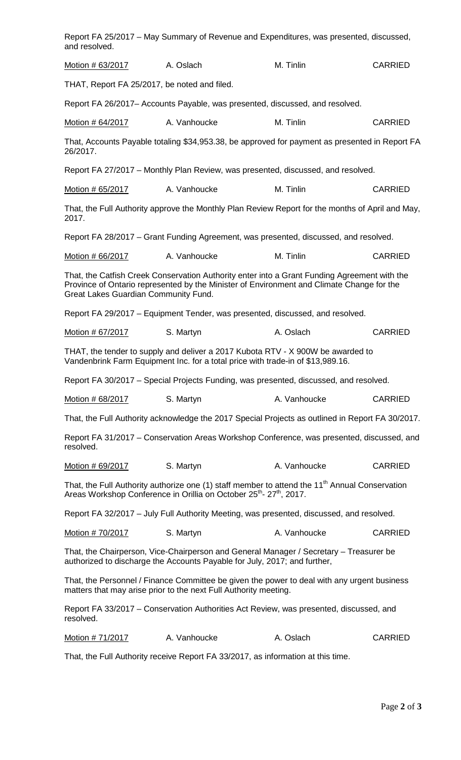Report FA 25/2017 – May Summary of Revenue and Expenditures, was presented, discussed, and resolved.

| Motion # 63/2017 | A. Oslach | M. Tinlin | CARRIED |
|---|---|---|---|

THAT, Report FA 25/2017, be noted and filed.

Report FA 26/2017– Accounts Payable, was presented, discussed, and resolved.

| Motion # 64/2017 | A. Vanhoucke | M. Tinlin | CARRIED |
|---|---|---|---|

That, Accounts Payable totaling $34,953.38, be approved for payment as presented in Report FA 26/2017.

Report FA 27/2017 – Monthly Plan Review, was presented, discussed, and resolved.

| Motion # 65/2017 | A. Vanhoucke | M. Tinlin | CARRIED |
|---|---|---|---|

That, the Full Authority approve the Monthly Plan Review Report for the months of April and May, 2017.

Report FA 28/2017 – Grant Funding Agreement, was presented, discussed, and resolved.

| Motion # 66/2017 | A. Vanhoucke | M. Tinlin | CARRIED |
|---|---|---|---|

That, the Catfish Creek Conservation Authority enter into a Grant Funding Agreement with the Province of Ontario represented by the Minister of Environment and Climate Change for the Great Lakes Guardian Community Fund.

Report FA 29/2017 – Equipment Tender, was presented, discussed, and resolved.

| Motion # 67/2017 | S. Martyn | A. Oslach | CARRIED |
|---|---|---|---|

THAT, the tender to supply and deliver a 2017 Kubota RTV - X 900W be awarded to Vandenbrink Farm Equipment Inc. for a total price with trade-in of $13,989.16.

Report FA 30/2017 – Special Projects Funding, was presented, discussed, and resolved.

| Motion # 68/2017 | S. Martyn | A. Vanhoucke | CARRIED |
|---|---|---|---|

That, the Full Authority acknowledge the 2017 Special Projects as outlined in Report FA 30/2017.

Report FA 31/2017 – Conservation Areas Workshop Conference, was presented, discussed, and resolved.

| Motion # 69/2017 | S. Martyn | A. Vanhoucke | CARRIED |
|---|---|---|---|

That, the Full Authority authorize one (1) staff member to attend the 11th Annual Conservation Areas Workshop Conference in Orillia on October 25th- 27th, 2017.

Report FA 32/2017 – July Full Authority Meeting, was presented, discussed, and resolved.

| Motion # 70/2017 | S. Martyn | A. Vanhoucke | CARRIED |
|---|---|---|---|

That, the Chairperson, Vice-Chairperson and General Manager / Secretary – Treasurer be authorized to discharge the Accounts Payable for July, 2017; and further,

That, the Personnel / Finance Committee be given the power to deal with any urgent business matters that may arise prior to the next Full Authority meeting.

Report FA 33/2017 – Conservation Authorities Act Review, was presented, discussed, and resolved.

| Motion # 71/2017 | A. Vanhoucke | A. Oslach | CARRIED |
|---|---|---|---|

That, the Full Authority receive Report FA 33/2017, as information at this time.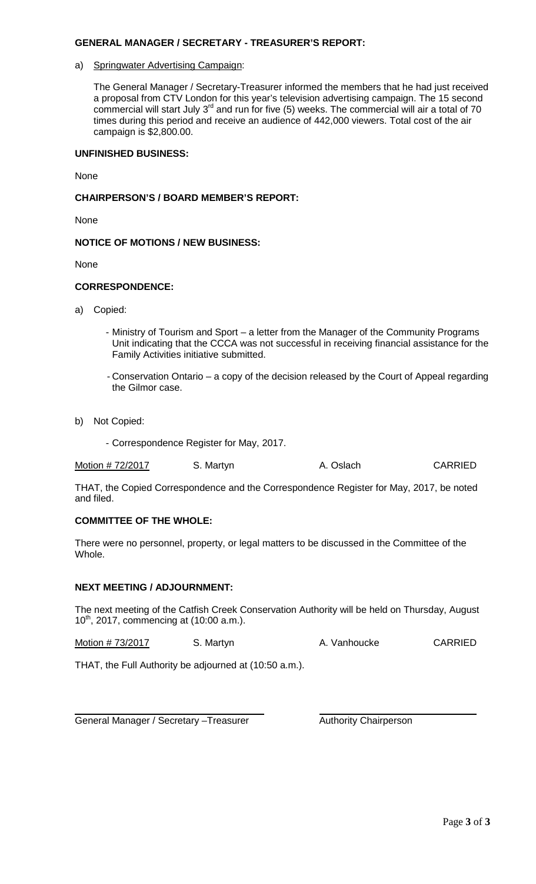**GENERAL MANAGER / SECRETARY - TREASURER'S REPORT:**

a) Springwater Advertising Campaign:

The General Manager / Secretary-Treasurer informed the members that he had just received a proposal from CTV London for this year's television advertising campaign. The 15 second commercial will start July 3rd and run for five (5) weeks. The commercial will air a total of 70 times during this period and receive an audience of 442,000 viewers. Total cost of the air campaign is $2,800.00.

**UNFINISHED BUSINESS:**

None

**CHAIRPERSON'S / BOARD MEMBER'S REPORT:**

None

**NOTICE OF MOTIONS / NEW BUSINESS:**

None

**CORRESPONDENCE:**

a) Copied:

- Ministry of Tourism and Sport – a letter from the Manager of the Community Programs Unit indicating that the CCCA was not successful in receiving financial assistance for the Family Activities initiative submitted.

- Conservation Ontario – a copy of the decision released by the Court of Appeal regarding the Gilmor case.

b) Not Copied:

- Correspondence Register for May, 2017.

| | | | |
|---|---|---|---|
| Motion # 72/2017 | S. Martyn | A. Oslach | CARRIED |

THAT, the Copied Correspondence and the Correspondence Register for May, 2017, be noted and filed.

**COMMITTEE OF THE WHOLE:**

There were no personnel, property, or legal matters to be discussed in the Committee of the Whole.

**NEXT MEETING / ADJOURNMENT:**

The next meeting of the Catfish Creek Conservation Authority will be held on Thursday, August 10th, 2017, commencing at (10:00 a.m.).

| | | | |
|---|---|---|---|
| Motion # 73/2017 | S. Martyn | A. Vanhoucke | CARRIED |

THAT, the Full Authority be adjourned at (10:50 a.m.).

General Manager / Secretary –Treasurer

Authority Chairperson